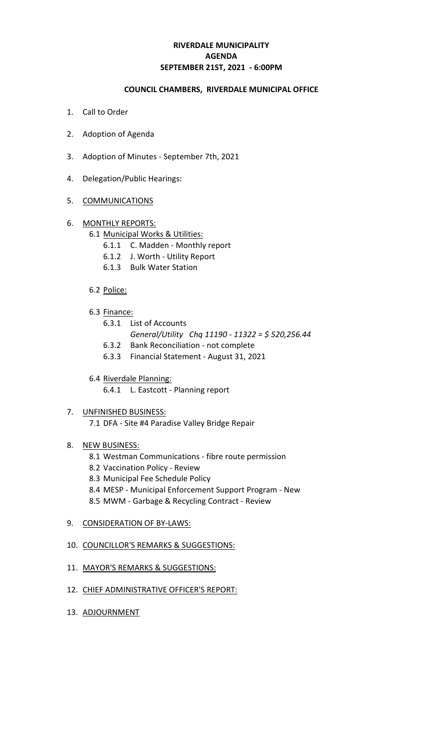# RIVERDALE MUNICIPALITY
# AGENDA
# SEPTEMBER 21ST, 2021 - 6:00PM

## COUNCIL CHAMBERS, RIVERDALE MUNICIPAL OFFICE

1. Call to Order
2. Adoption of Agenda
3. Adoption of Minutes - September 7th, 2021
4. Delegation/Public Hearings:
5. COMMUNICATIONS
6. MONTHLY REPORTS:
   - 6.1 Municipal Works & Utilities:
     - 6.1.1 C. Madden - Monthly report
     - 6.1.2 J. Worth - Utility Report
     - 6.1.3 Bulk Water Station
   - 6.2 Police:
   - 6.3 Finance:
     - 6.3.1 List of Accounts
       *General/Utility Chq 11190 - 11322 = $ 520,256.44*
     - 6.3.2 Bank Reconciliation - not complete
     - 6.3.3 Financial Statement - August 31, 2021
   - 6.4 Riverdale Planning:
     - 6.4.1 L. Eastcott - Planning report
7. UNFINISHED BUSINESS:
   - 7.1 DFA - Site #4 Paradise Valley Bridge Repair
8. NEW BUSINESS:
   - 8.1 Westman Communications - fibre route permission
   - 8.2 Vaccination Policy - Review
   - 8.3 Municipal Fee Schedule Policy
   - 8.4 MESP - Municipal Enforcement Support Program - New
   - 8.5 MWM - Garbage & Recycling Contract - Review
9. CONSIDERATION OF BY-LAWS:
10. COUNCILLOR'S REMARKS & SUGGESTIONS:
11. MAYOR'S REMARKS & SUGGESTIONS:
12. CHIEF ADMINISTRATIVE OFFICER'S REPORT:
13. ADJOURNMENT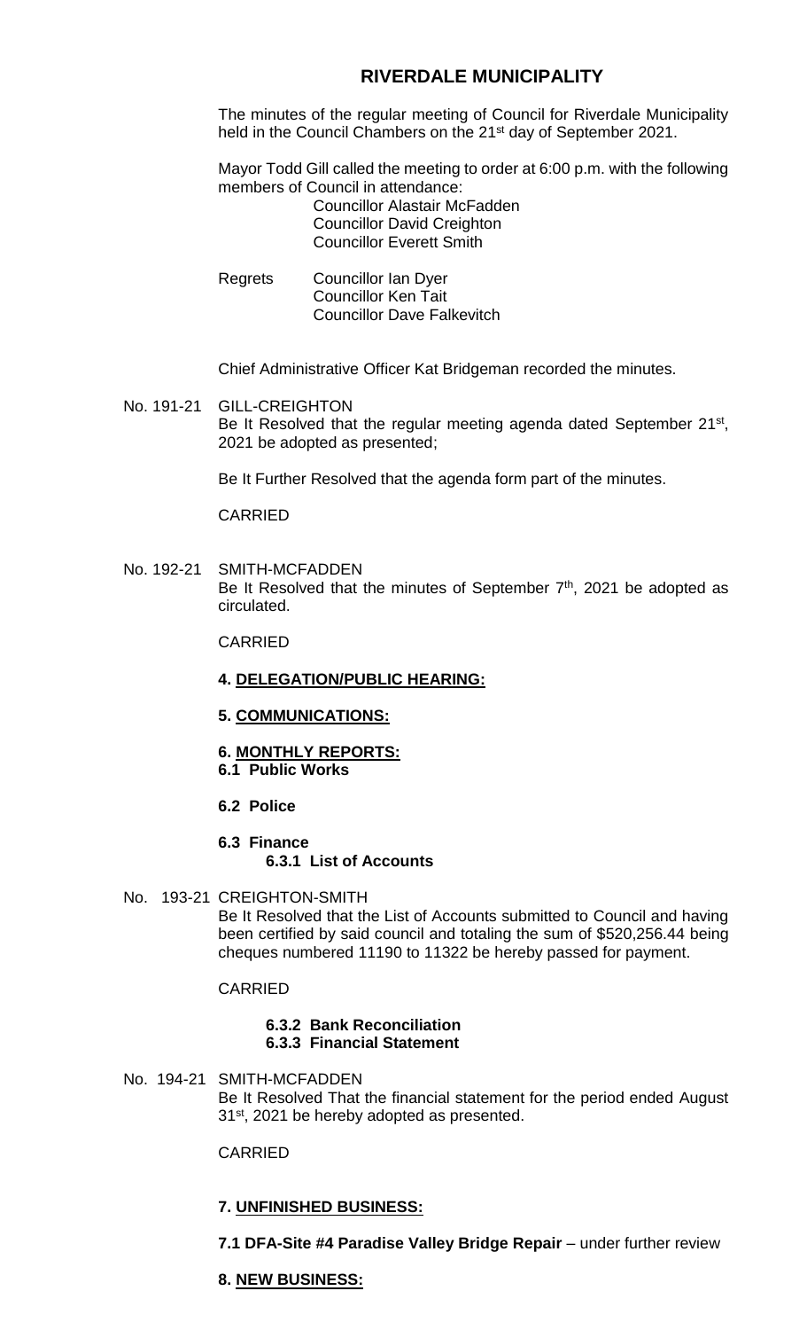# RIVERDALE MUNICIPALITY

The minutes of the regular meeting of Council for Riverdale Municipality held in the Council Chambers on the 21st day of September 2021.

Mayor Todd Gill called the meeting to order at 6:00 p.m. with the following members of Council in attendance:

Councillor Alastair McFadden
Councillor David Creighton
Councillor Everett Smith

Regrets Councillor Ian Dyer
Councillor Ken Tait
Councillor Dave Falkevitch

Chief Administrative Officer Kat Bridgeman recorded the minutes.

No. 191-21 GILL-CREIGHTON

Be It Resolved that the regular meeting agenda dated September 21st, 2021 be adopted as presented;

Be It Further Resolved that the agenda form part of the minutes.

CARRIED

No. 192-21 SMITH-MCFADDEN

Be It Resolved that the minutes of September 7th, 2021 be adopted as circulated.

CARRIED

**4. DELEGATION/PUBLIC HEARING:**

**5. COMMUNICATIONS:**

**6. MONTHLY REPORTS:**

**6.1 Public Works**

**6.2 Police**

**6.3 Finance**

**6.3.1 List of Accounts**

No. 193-21 CREIGHTON-SMITH

Be It Resolved that the List of Accounts submitted to Council and having been certified by said council and totaling the sum of $520,256.44 being cheques numbered 11190 to 11322 be hereby passed for payment.

CARRIED

**6.3.2 Bank Reconciliation**

**6.3.3 Financial Statement**

No. 194-21 SMITH-MCFADDEN

Be It Resolved That the financial statement for the period ended August 31st, 2021 be hereby adopted as presented.

CARRIED

**7. UNFINISHED BUSINESS:**

**7.1 DFA-Site #4 Paradise Valley Bridge Repair** – under further review

**8. NEW BUSINESS:**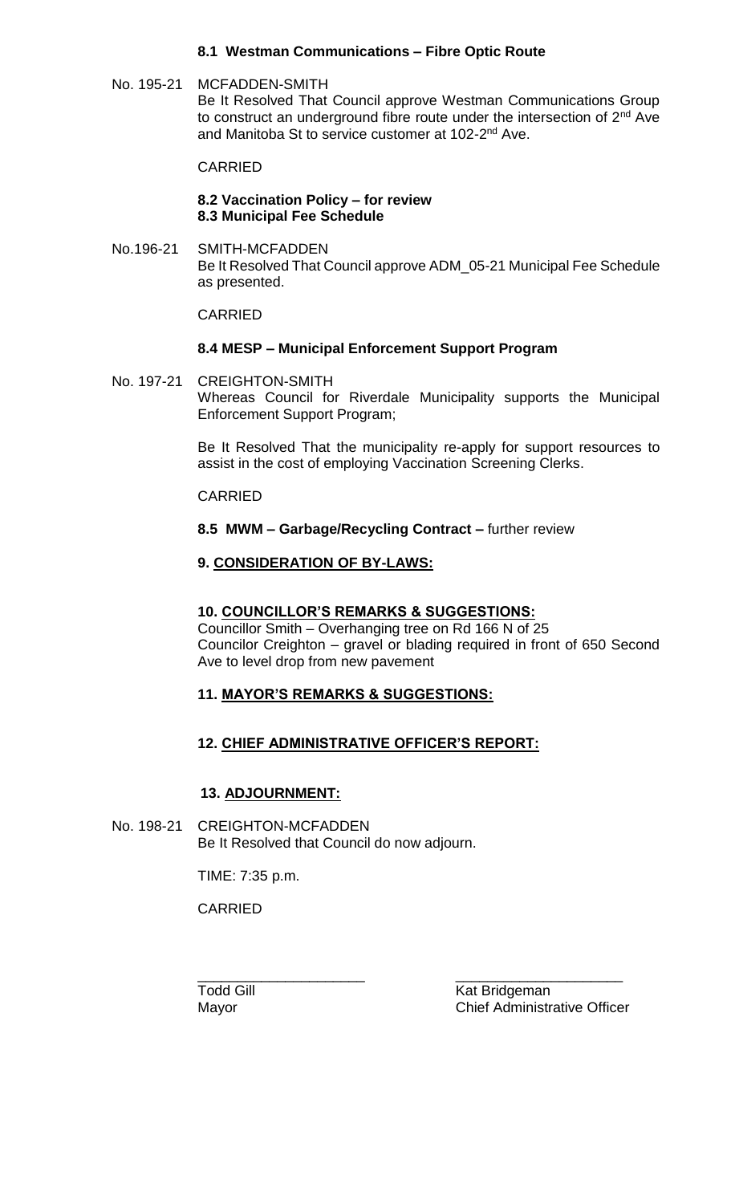**8.1 Westman Communications – Fibre Optic Route**

No. 195-21 MCFADDEN-SMITH

Be It Resolved That Council approve Westman Communications Group to construct an underground fibre route under the intersection of 2nd Ave and Manitoba St to service customer at 102-2nd Ave.

CARRIED

**8.2 Vaccination Policy – for review**

**8.3 Municipal Fee Schedule**

No.196-21 SMITH-MCFADDEN

Be It Resolved That Council approve ADM_05-21 Municipal Fee Schedule as presented.

CARRIED

**8.4 MESP – Municipal Enforcement Support Program**

No. 197-21 CREIGHTON-SMITH

Whereas Council for Riverdale Municipality supports the Municipal Enforcement Support Program;

Be It Resolved That the municipality re-apply for support resources to assist in the cost of employing Vaccination Screening Clerks.

CARRIED

**8.5 MWM – Garbage/Recycling Contract –** further review

**9. CONSIDERATION OF BY-LAWS:**

**10. COUNCILLOR'S REMARKS & SUGGESTIONS:**

Councillor Smith – Overhanging tree on Rd 166 N of 25

Councilor Creighton – gravel or blading required in front of 650 Second Ave to level drop from new pavement

**11. MAYOR'S REMARKS & SUGGESTIONS:**

**12. CHIEF ADMINISTRATIVE OFFICER'S REPORT:**

**13. ADJOURNMENT:**

No. 198-21 CREIGHTON-MCFADDEN

Be It Resolved that Council do now adjourn.

TIME: 7:35 p.m.

CARRIED

_____________________ _____________________

Todd Gill Kat Bridgeman

Mayor Chief Administrative Officer